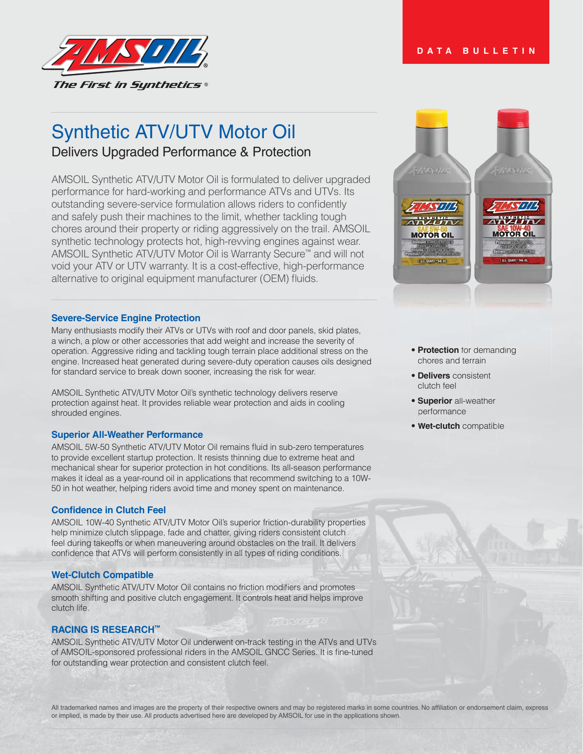DATA BULLETIN

# Synthetic ATV/UTV Motor Oil

## Delivers Upgraded Performance & Protection

AMSOIL Synthetic ATV/UTV Motor Oil is formulated to deliver upgraded performance for hard-working and performance ATVs and UTVs. Its outstanding severe-service formulation allows riders to confidently and safely push their machines to the limit, whether tackling tough chores around their property or riding aggressively on the trail. AMSOIL synthetic technology protects hot, high-revving engines against wear. AMSOIL Synthetic ATV/UTV Motor Oil is Warranty Secure™ and will not void your ATV or UTV warranty. It is a cost-effective, high-performance alternative to original equipment manufacturer (OEM) fluids.

- **Protection** for demanding chores and terrain
- **Delivers** consistent clutch feel
- **Superior** all-weather performance
- **Wet-clutch** compatible

### Severe-Service Engine Protection

Many enthusiasts modify their ATVs or UTVs with roof and door panels, skid plates, a winch, a plow or other accessories that add weight and increase the severity of operation. Aggressive riding and tackling tough terrain place additional stress on the engine. Increased heat generated during severe-duty operation causes oils designed for standard service to break down sooner, increasing the risk for wear.

AMSOIL Synthetic ATV/UTV Motor Oil's synthetic technology delivers reserve protection against heat. It provides reliable wear protection and aids in cooling shrouded engines.

### Superior All-Weather Performance

AMSOIL 5W-50 Synthetic ATV/UTV Motor Oil remains fluid in sub-zero temperatures to provide excellent startup protection. It resists thinning due to extreme heat and mechanical shear for superior protection in hot conditions. Its all-season performance makes it ideal as a year-round oil in applications that recommend switching to a 10W-50 in hot weather, helping riders avoid time and money spent on maintenance.

### Confidence in Clutch Feel

AMSOIL 10W-40 Synthetic ATV/UTV Motor Oil's superior friction-durability properties help minimize clutch slippage, fade and chatter, giving riders consistent clutch feel during takeoffs or when maneuvering around obstacles on the trail. It delivers confidence that ATVs will perform consistently in all types of riding conditions.

### Wet-Clutch Compatible

AMSOIL Synthetic ATV/UTV Motor Oil contains no friction modifiers and promotes smooth shifting and positive clutch engagement. It controls heat and helps improve clutch life.

### RACING IS RESEARCH™

AMSOIL Synthetic ATV/UTV Motor Oil underwent on-track testing in the ATVs and UTVs of AMSOIL-sponsored professional riders in the AMSOIL GNCC Series. It is fine-tuned for outstanding wear protection and consistent clutch feel.

All trademarked names and images are the property of their respective owners and may be registered marks in some countries. No affiliation or endorsement claim, express or implied, is made by their use. All products advertised here are developed by AMSOIL for use in the applications shown.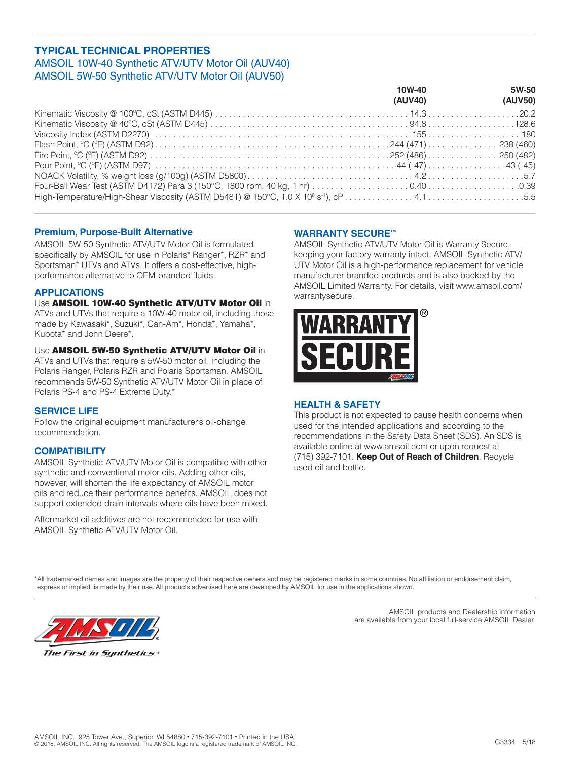## TYPICAL TECHNICAL PROPERTIES

AMSOIL 10W-40 Synthetic ATV/UTV Motor Oil (AUV40)
AMSOIL 5W-50 Synthetic ATV/UTV Motor Oil (AUV50)

| | 10W-40 (AUV40) | 5W-50 (AUV50) |
| --- | --- | --- |
| Kinematic Viscosity @ 100°C, cSt (ASTM D445) | 14.3 | 20.2 |
| Kinematic Viscosity @ 40°C, cSt (ASTM D445) | 94.8 | 128.6 |
| Viscosity Index (ASTM D2270) | 155 | 180 |
| Flash Point, °C (°F) (ASTM D92) | 244 (471) | 238 (460) |
| Fire Point, °C (°F) (ASTM D92) | 252 (486) | 250 (482) |
| Pour Point, °C (°F) (ASTM D97) | -44 (-47) | -43 (-45) |
| NOACK Volatility, % weight loss (g/100g) (ASTM D5800) | 4.2 | 5.7 |
| Four-Ball Wear Test (ASTM D4172) Para 3 (150°C, 1800 rpm, 40 kg, 1 hr) | 0.40 | 0.39 |
| High-Temperature/High-Shear Viscosity (ASTM D5481) @ 150°C, 1.0 X $10^6$ $s^{-1}$), cP | 4.1 | 5.5 |

### Premium, Purpose-Built Alternative

AMSOIL 5W-50 Synthetic ATV/UTV Motor Oil is formulated specifically by AMSOIL for use in Polaris* Ranger*, RZR* and Sportsman* UTVs and ATVs. It offers a cost-effective, high-performance alternative to OEM-branded fluids.

### APPLICATIONS

Use **AMSOIL 10W-40 Synthetic ATV/UTV Motor Oil** in ATVs and UTVs that require a 10W-40 motor oil, including those made by Kawasaki*, Suzuki*, Can-Am*, Honda*, Yamaha*, Kubota* and John Deere*.

Use **AMSOIL 5W-50 Synthetic ATV/UTV Motor Oil** in ATVs and UTVs that require a 5W-50 motor oil, including the Polaris Ranger, Polaris RZR and Polaris Sportsman. AMSOIL recommends 5W-50 Synthetic ATV/UTV Motor Oil in place of Polaris PS-4 and PS-4 Extreme Duty.*

### SERVICE LIFE

Follow the original equipment manufacturer's oil-change recommendation.

### COMPATIBILITY

AMSOIL Synthetic ATV/UTV Motor Oil is compatible with other synthetic and conventional motor oils. Adding other oils, however, will shorten the life expectancy of AMSOIL motor oils and reduce their performance benefits. AMSOIL does not support extended drain intervals where oils have been mixed.

Aftermarket oil additives are not recommended for use with AMSOIL Synthetic ATV/UTV Motor Oil.

### WARRANTY SECURE™

AMSOIL Synthetic ATV/UTV Motor Oil is Warranty Secure, keeping your factory warranty intact. AMSOIL Synthetic ATV/UTV Motor Oil is a high-performance replacement for vehicle manufacturer-branded products and is also backed by the AMSOIL Limited Warranty. For details, visit www.amsoil.com/warrantysecure.

WARRANTY SECURE®

### HEALTH & SAFETY

This product is not expected to cause health concerns when used for the intended applications and according to the recommendations in the Safety Data Sheet (SDS). An SDS is available online at www.amsoil.com or upon request at (715) 392-7101. **Keep Out of Reach of Children**. Recycle used oil and bottle.

*All trademarked names and images are the property of their respective owners and may be registered marks in some countries. No affiliation or endorsement claim, express or implied, is made by their use. All products advertised here are developed by AMSOIL for use in the applications shown.

AMSOIL products and Dealership information are available from your local full-service AMSOIL Dealer.

AMSOIL® The First in Synthetics®

AMSOIL INC., 925 Tower Ave., Superior, WI 54880 • 715-392-7101 • Printed in the USA.
© 2018, AMSOIL INC. All rights reserved. The AMSOIL logo is a registered trademark of AMSOIL INC.

G3334 5/18